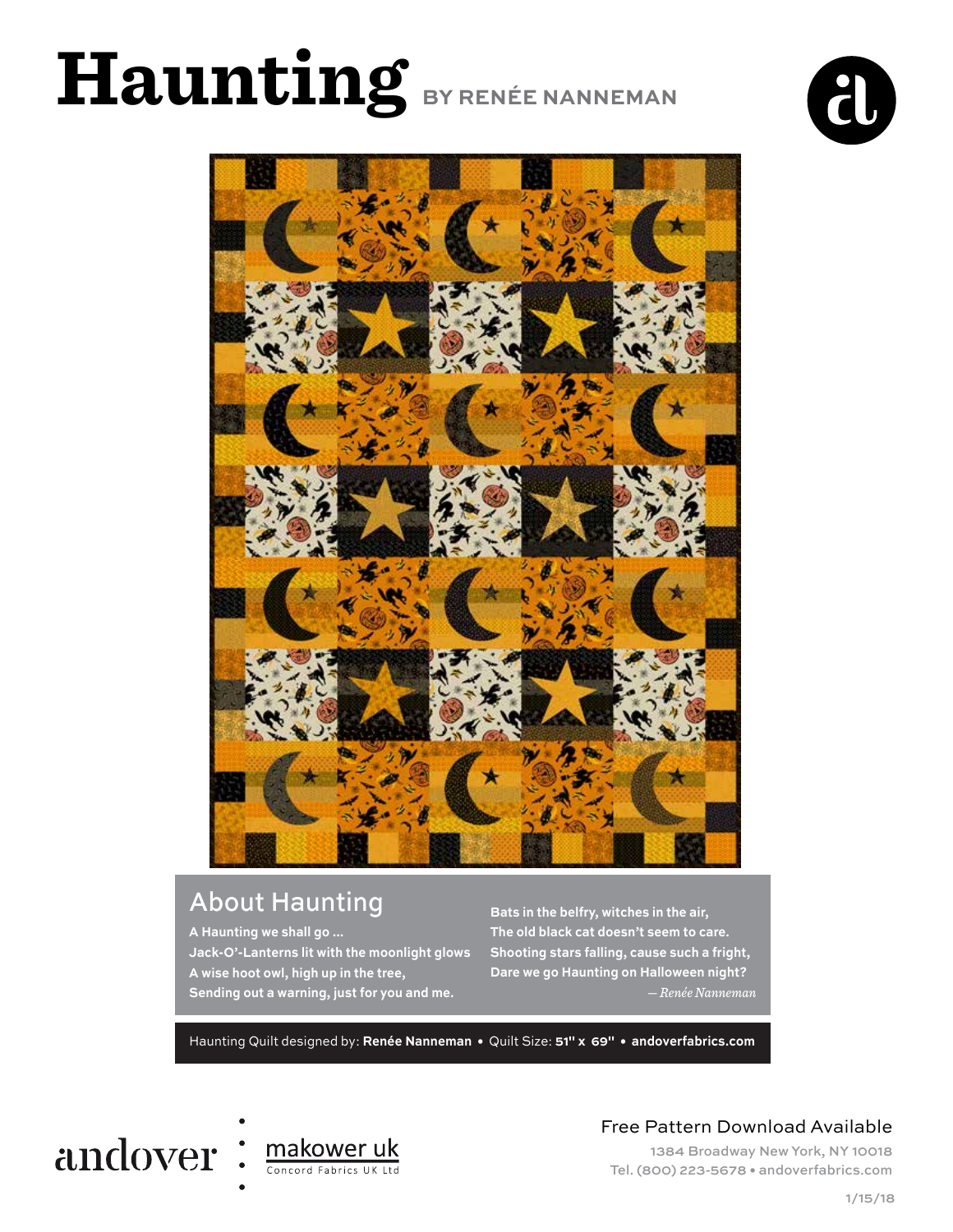# Haunting BY RENÉE NANNEMAN

## About Haunting

**A Haunting we shall go ...**
**Jack-O'-Lanterns lit with the moonlight glows**
**A wise hoot owl, high up in the tree,**
**Sending out a warning, just for you and me.**

**Bats in the belfry, witches in the air,**
**The old black cat doesn't seem to care.**
**Shooting stars falling, cause such a fright,**
**Dare we go Haunting on Halloween night?**

*— Renée Nanneman*

Haunting Quilt designed by: **Renée Nanneman** • Quilt Size: **51" x 69"** • **andoverfabrics.com**

andover makower uk Concord Fabrics UK Ltd

Free Pattern Download Available

1384 Broadway New York, NY 10018
Tel. (800) 223-5678 • andoverfabrics.com

1/15/18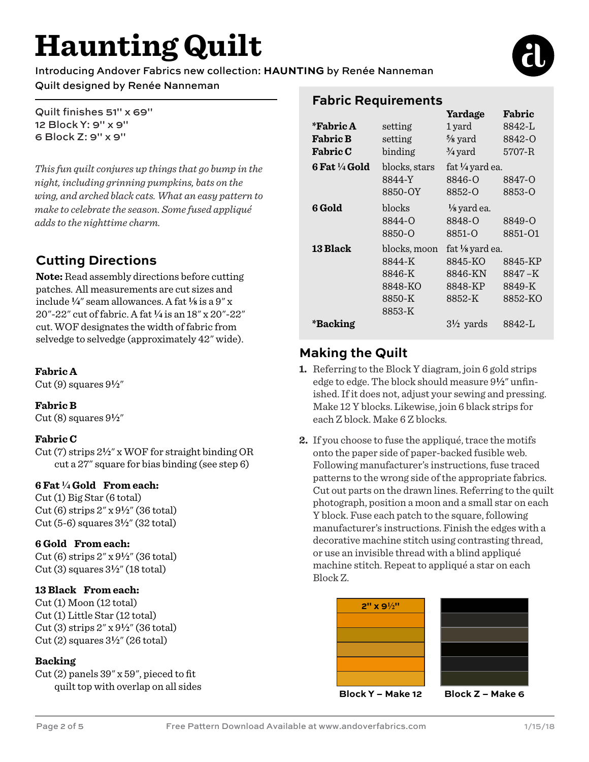# Haunting Quilt

Introducing Andover Fabrics new collection: **HAUNTING** by Renée Nanneman

Quilt designed by Renée Nanneman

Quilt finishes 51" x 69"
12 Block Y: 9" x 9"
6 Block Z: 9" x 9"

*This fun quilt conjures up things that go bump in the night, including grinning pumpkins, bats on the wing, and arched black cats. What an easy pattern to make to celebrate the season. Some fused appliqué adds to the nighttime charm.*

## Cutting Directions

**Note:** Read assembly directions before cutting patches. All measurements are cut sizes and include ¼" seam allowances. A fat ⅛ is a 9" x 20"-22" cut of fabric. A fat ¼ is an 18" x 20"-22" cut. WOF designates the width of fabric from selvedge to selvedge (approximately 42" wide).

**Fabric A**
Cut (9) squares 9½"

**Fabric B**
Cut (8) squares 9½"

**Fabric C**
Cut (7) strips 2½" x WOF for straight binding OR cut a 27" square for bias binding (see step 6)

**6 Fat ¼ Gold From each:**
Cut (1) Big Star (6 total)
Cut (6) strips 2" x 9½" (36 total)
Cut (5-6) squares 3½" (32 total)

**6 Gold From each:**
Cut (6) strips 2" x 9½" (36 total)
Cut (3) squares 3½" (18 total)

**13 Black From each:**
Cut (1) Moon (12 total)
Cut (1) Little Star (12 total)
Cut (3) strips 2" x 9½" (36 total)
Cut (2) squares 3½" (26 total)

**Backing**
Cut (2) panels 39" x 59", pieced to fit quilt top with overlap on all sides

## Fabric Requirements

| | | Yardage | Fabric |
|---|---|---|---|
| ***Fabric A** | setting | 1 yard | 8842-L |
| **Fabric B** | setting | ⅝ yard | 8842-O |
| **Fabric C** | binding | ¾ yard | 5707-R |
| **6 Fat ¼ Gold** | blocks, stars | fat ¼ yard ea. | |
| | 8844-Y | 8846-O | 8847-O |
| | 8850-OY | 8852-O | 8853-O |
| **6 Gold** | blocks | ⅛ yard ea. | |
| | 8844-O | 8848-O | 8849-O |
| | 8850-O | 8851-O | 8851-O1 |
| **13 Black** | blocks, moon | fat ⅛ yard ea. | |
| | 8844-K | 8845-KO | 8845-KP |
| | 8846-K | 8846-KN | 8847–K |
| | 8848-KO | 8848-KP | 8849-K |
| | 8850-K | 8852-K | 8852-KO |
| | 8853-K | | |
| ***Backing** | | 3½ yards | 8842-L |

## Making the Quilt

1. Referring to the Block Y diagram, join 6 gold strips edge to edge. The block should measure 9½" unfinished. If it does not, adjust your sewing and pressing. Make 12 Y blocks. Likewise, join 6 black strips for each Z block. Make 6 Z blocks.

2. If you choose to fuse the appliqué, trace the motifs onto the paper side of paper-backed fusible web. Following manufacturer's instructions, fuse traced patterns to the wrong side of the appropriate fabrics. Cut out parts on the drawn lines. Referring to the quilt photograph, position a moon and a small star on each Y block. Fuse each patch to the square, following manufacturer's instructions. Finish the edges with a decorative machine stitch using contrasting thread, or use an invisible thread with a blind appliqué machine stitch. Repeat to appliqué a star on each Block Z.

2" x 9½"

Block Y – Make 12

Block Z – Make 6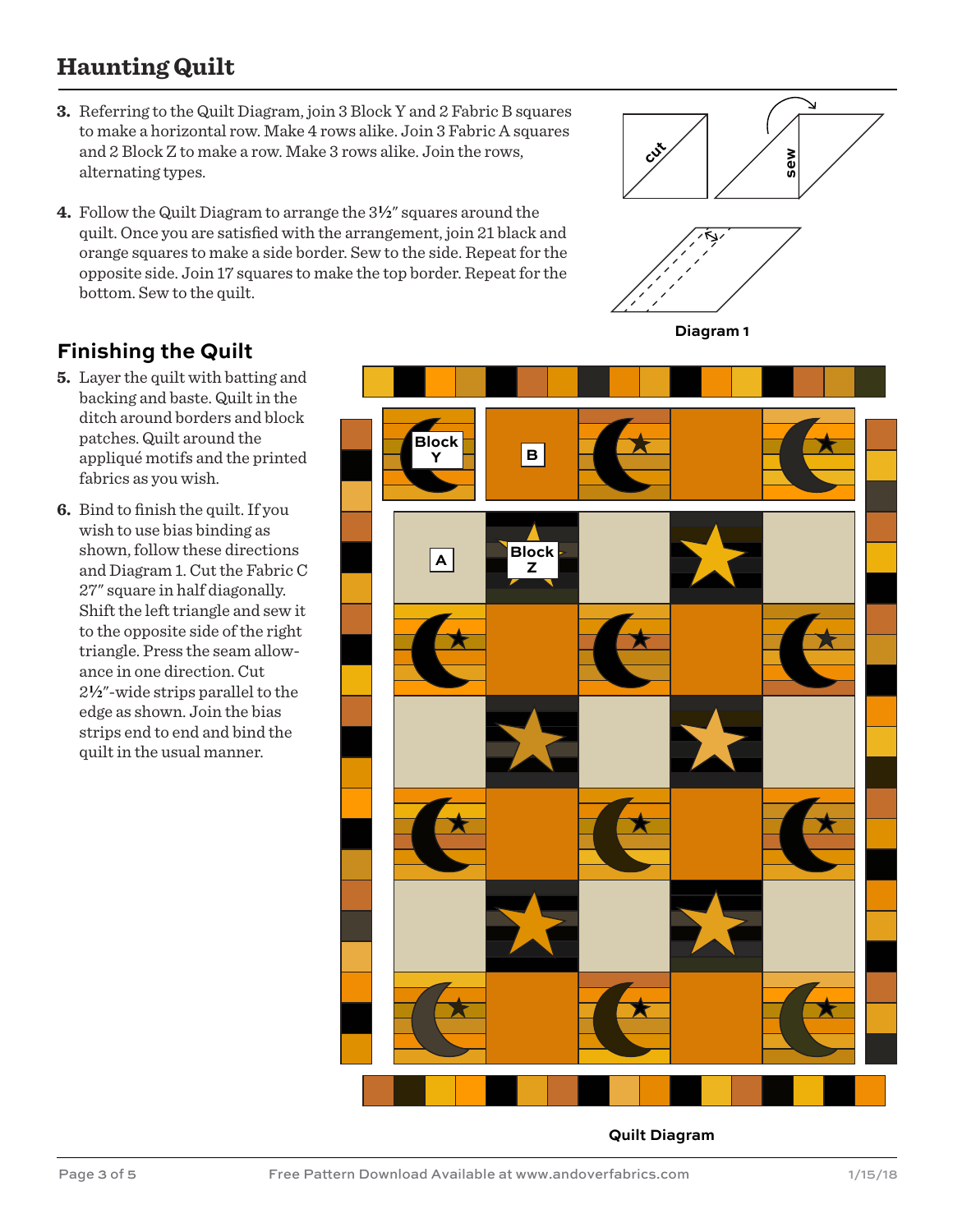# Haunting Quilt

3. Referring to the Quilt Diagram, join 3 Block Y and 2 Fabric B squares to make a horizontal row. Make 4 rows alike. Join 3 Fabric A squares and 2 Block Z to make a row. Make 3 rows alike. Join the rows, alternating types.

4. Follow the Quilt Diagram to arrange the 3½″ squares around the quilt. Once you are satisfied with the arrangement, join 21 black and orange squares to make a side border. Sew to the side. Repeat for the opposite side. Join 17 squares to make the top border. Repeat for the bottom. Sew to the quilt.

Diagram 1

## Finishing the Quilt

5. Layer the quilt with batting and backing and baste. Quilt in the ditch around borders and block patches. Quilt around the appliqué motifs and the printed fabrics as you wish.

6. Bind to finish the quilt. If you wish to use bias binding as shown, follow these directions and Diagram 1. Cut the Fabric C 27″ square in half diagonally. Shift the left triangle and sew it to the opposite side of the right triangle. Press the seam allowance in one direction. Cut 2½″-wide strips parallel to the edge as shown. Join the bias strips end to end and bind the quilt in the usual manner.

Quilt Diagram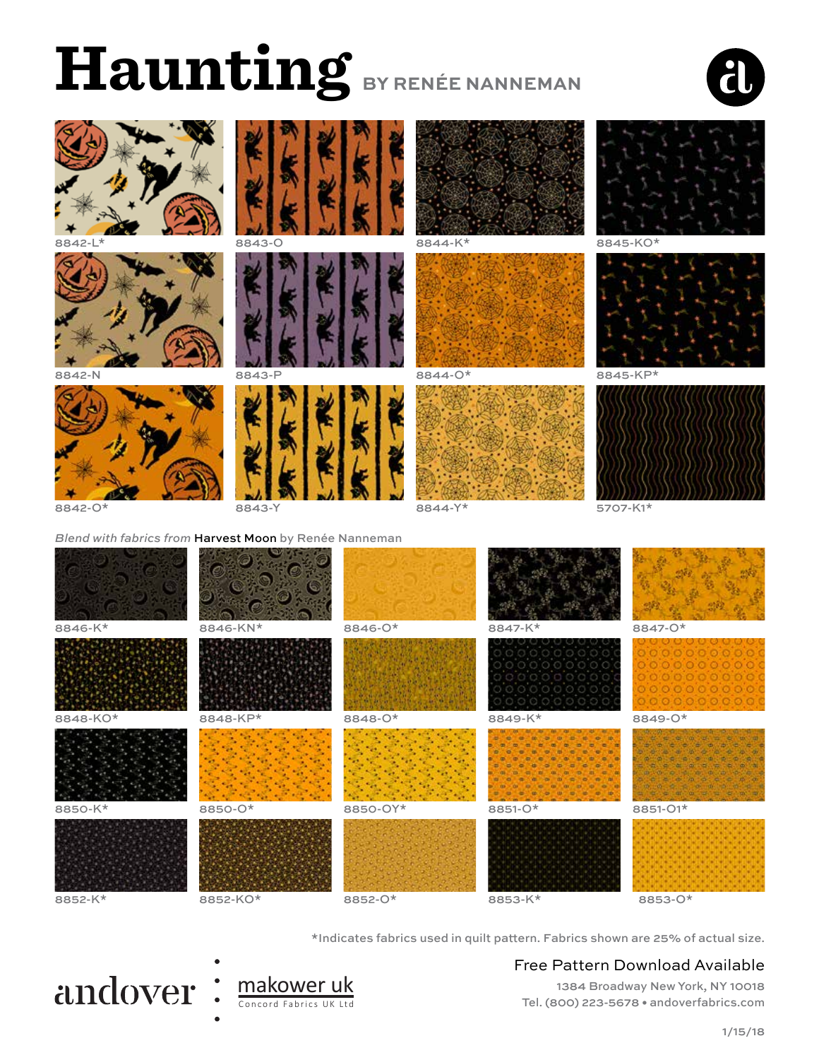# Haunting BY RENÉE NANNEMAN

8842-L*

8843-O

8844-K*

8845-KO*

8842-N

8843-P

8844-O*

8845-KP*

8842-O*

8843-Y

8844-Y*

5707-K1*

*Blend with fabrics from* **Harvest Moon** by Renée Nanneman

8846-K*

8846-KN*

8846-O*

8847-K*

8847-O*

8848-KO*

8848-KP*

8848-O*

8849-K*

8849-O*

8850-K*

8850-O*

8850-OY*

8851-O*

8851-O1*

8852-K*

8852-KO*

8852-O*

8853-K*

8853-O*

*Indicates fabrics used in quilt pattern. Fabrics shown are 25% of actual size.

andover

makower uk
Concord Fabrics UK Ltd

Free Pattern Download Available

1384 Broadway New York, NY 10018
Tel. (800) 223-5678 • andoverfabrics.com

1/15/18